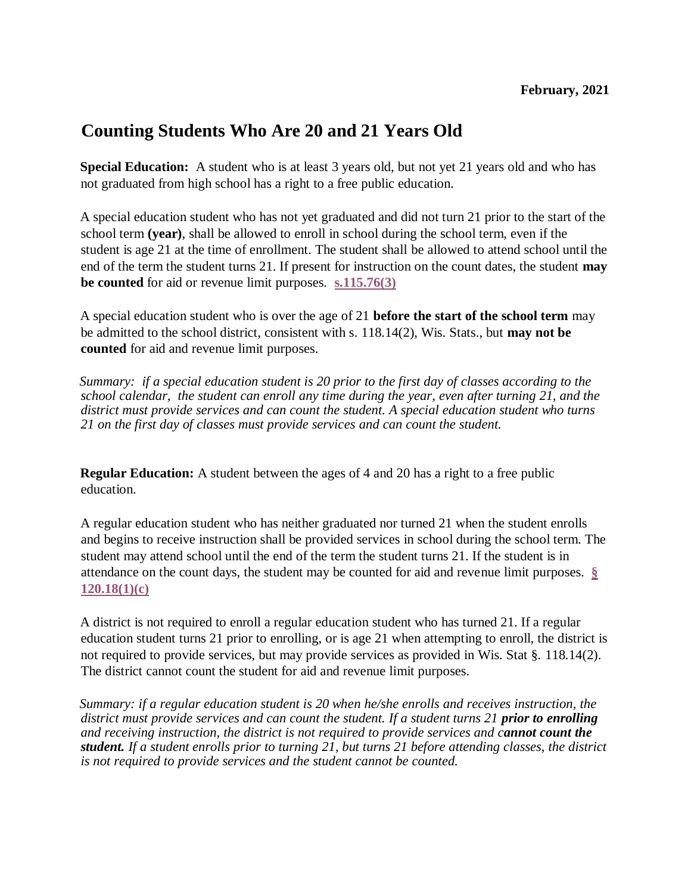**February, 2021**

# Counting Students Who Are 20 and 21 Years Old

**Special Education:** A student who is at least 3 years old, but not yet 21 years old and who has not graduated from high school has a right to a free public education.

A special education student who has not yet graduated and did not turn 21 prior to the start of the school term **(year)**, shall be allowed to enroll in school during the school term, even if the student is age 21 at the time of enrollment. The student shall be allowed to attend school until the end of the term the student turns 21. If present for instruction on the count dates, the student **may be counted** for aid or revenue limit purposes. **s.115.76(3)**

A special education student who is over the age of 21 **before the start of the school term** may be admitted to the school district, consistent with s. 118.14(2), Wis. Stats., but **may not be counted** for aid and revenue limit purposes.

*Summary: if a special education student is 20 prior to the first day of classes according to the school calendar, the student can enroll any time during the year, even after turning 21, and the district must provide services and can count the student. A special education student who turns 21 on the first day of classes must provide services and can count the student.*

**Regular Education:** A student between the ages of 4 and 20 has a right to a free public education.

A regular education student who has neither graduated nor turned 21 when the student enrolls and begins to receive instruction shall be provided services in school during the school term. The student may attend school until the end of the term the student turns 21. If the student is in attendance on the count days, the student may be counted for aid and revenue limit purposes. **§ 120.18(1)(c)**

A district is not required to enroll a regular education student who has turned 21. If a regular education student turns 21 prior to enrolling, or is age 21 when attempting to enroll, the district is not required to provide services, but may provide services as provided in Wis. Stat §. 118.14(2). The district cannot count the student for aid and revenue limit purposes.

*Summary: if a regular education student is 20 when he/she enrolls and receives instruction, the district must provide services and can count the student. If a student turns 21* ***prior to enrolling*** *and receiving instruction, the district is not required to provide services and c****annot count the student.*** *If a student enrolls prior to turning 21, but turns 21 before attending classes, the district is not required to provide services and the student cannot be counted.*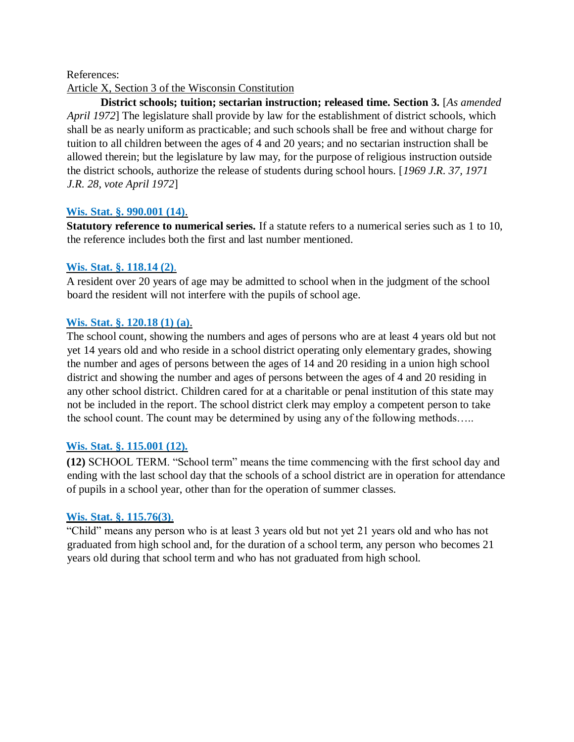References:

Article X, Section 3 of the Wisconsin Constitution

**District schools; tuition; sectarian instruction; released time. Section 3.** [*As amended April 1972*] The legislature shall provide by law for the establishment of district schools, which shall be as nearly uniform as practicable; and such schools shall be free and without charge for tuition to all children between the ages of 4 and 20 years; and no sectarian instruction shall be allowed therein; but the legislature by law may, for the purpose of religious instruction outside the district schools, authorize the release of students during school hours. [*1969 J.R. 37, 1971 J.R. 28, vote April 1972*]

**Wis. Stat. §. 990.001 (14).**

**Statutory reference to numerical series.** If a statute refers to a numerical series such as 1 to 10, the reference includes both the first and last number mentioned.

**Wis. Stat. §. 118.14 (2).**

A resident over 20 years of age may be admitted to school when in the judgment of the school board the resident will not interfere with the pupils of school age.

**Wis. Stat. §. 120.18 (1) (a).**

The school count, showing the numbers and ages of persons who are at least 4 years old but not yet 14 years old and who reside in a school district operating only elementary grades, showing the number and ages of persons between the ages of 14 and 20 residing in a union high school district and showing the number and ages of persons between the ages of 4 and 20 residing in any other school district. Children cared for at a charitable or penal institution of this state may not be included in the report. The school district clerk may employ a competent person to take the school count. The count may be determined by using any of the following methods…..

**Wis. Stat. §. 115.001 (12).**

**(12)** SCHOOL TERM. "School term" means the time commencing with the first school day and ending with the last school day that the schools of a school district are in operation for attendance of pupils in a school year, other than for the operation of summer classes.

**Wis. Stat. §. 115.76(3).**

"Child" means any person who is at least 3 years old but not yet 21 years old and who has not graduated from high school and, for the duration of a school term, any person who becomes 21 years old during that school term and who has not graduated from high school.